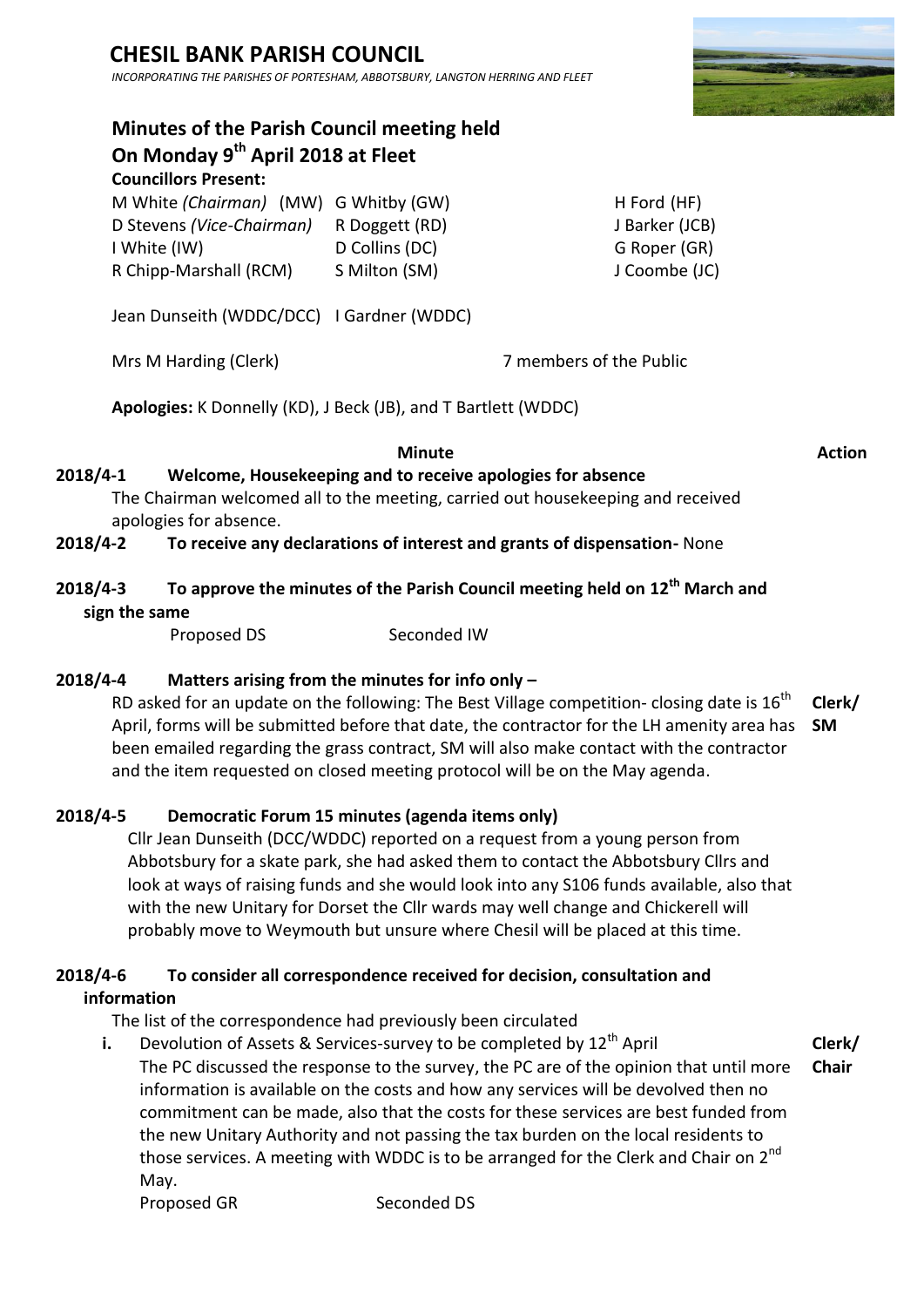# CHESIL BANK PARISH COUNCIL

*INCORPORATING THE PARISHES OF PORTESHAM, ABBOTSBURY, LANGTON HERRING AND FLEET*

## Minutes of the Parish Council meeting held On Monday 9th April 2018 at Fleet

**Councillors Present:**

| | | |
|---|---|---|
| M White *(Chairman)* (MW) | G Whitby (GW) | H Ford (HF) |
| D Stevens *(Vice-Chairman)* | R Doggett (RD) | J Barker (JCB) |
| I White (IW) | D Collins (DC) | G Roper (GR) |
| R Chipp-Marshall (RCM) | S Milton (SM) | J Coombe (JC) |

Jean Dunseith (WDDC/DCC) I Gardner (WDDC)

Mrs M Harding (Clerk) 7 members of the Public

**Apologies:** K Donnelly (KD), J Beck (JB), and T Bartlett (WDDC)

| | **Minute** | **Action** |
|---|---|---|

**2018/4-1 Welcome, Housekeeping and to receive apologies for absence**

The Chairman welcomed all to the meeting, carried out housekeeping and received apologies for absence.

**2018/4-2 To receive any declarations of interest and grants of dispensation-** None

**2018/4-3 To approve the minutes of the Parish Council meeting held on 12th March and sign the same**

Proposed DS Seconded IW

**2018/4-4 Matters arising from the minutes for info only –**

RD asked for an update on the following: The Best Village competition- closing date is 16th April, forms will be submitted before that date, the contractor for the LH amenity area has been emailed regarding the grass contract, SM will also make contact with the contractor and the item requested on closed meeting protocol will be on the May agenda. **Clerk/ SM**

**2018/4-5 Democratic Forum 15 minutes (agenda items only)**

Cllr Jean Dunseith (DCC/WDDC) reported on a request from a young person from Abbotsbury for a skate park, she had asked them to contact the Abbotsbury Cllrs and look at ways of raising funds and she would look into any S106 funds available, also that with the new Unitary for Dorset the Cllr wards may well change and Chickerell will probably move to Weymouth but unsure where Chesil will be placed at this time.

**2018/4-6 To consider all correspondence received for decision, consultation and information**

The list of the correspondence had previously been circulated

**i.** Devolution of Assets & Services-survey to be completed by 12th April **Clerk/ Chair**

The PC discussed the response to the survey, the PC are of the opinion that until more information is available on the costs and how any services will be devolved then no commitment can be made, also that the costs for these services are best funded from the new Unitary Authority and not passing the tax burden on the local residents to those services. A meeting with WDDC is to be arranged for the Clerk and Chair on 2nd May.

Proposed GR Seconded DS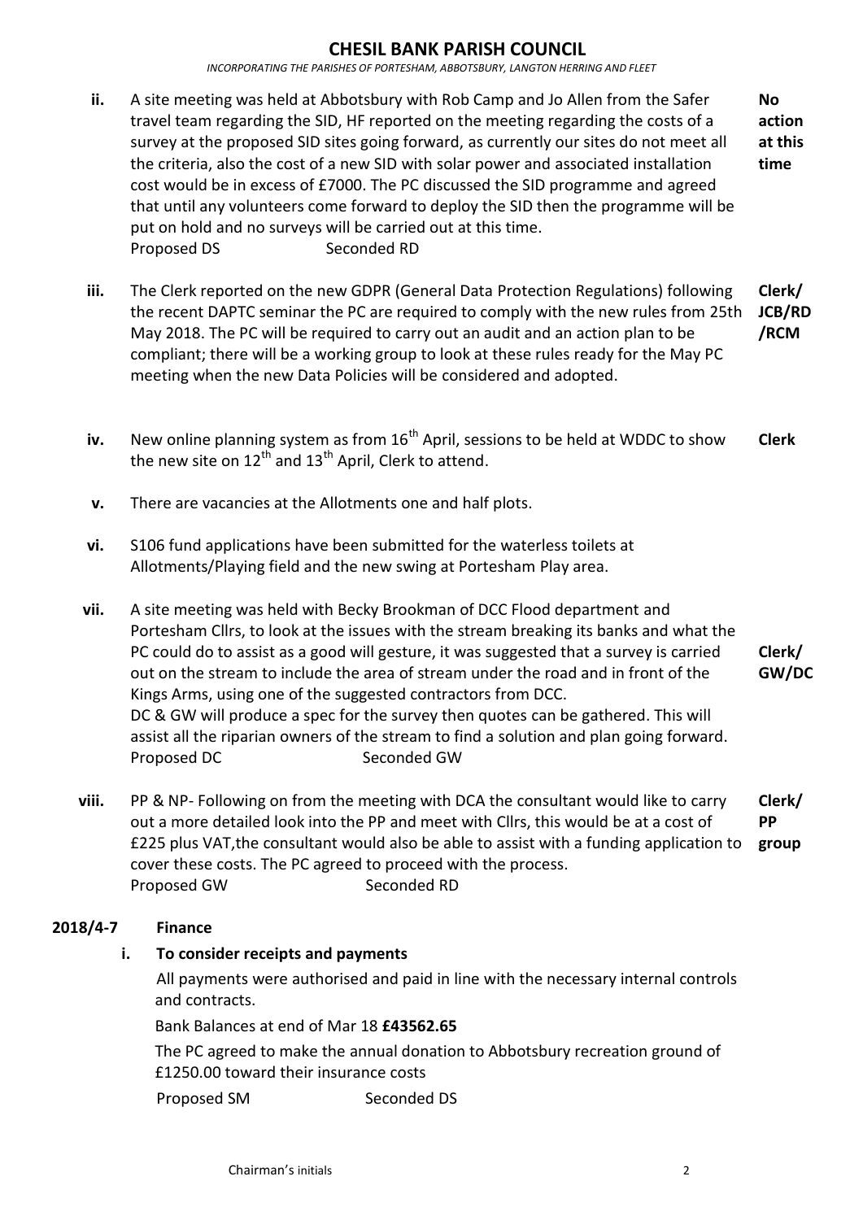**ii.** A site meeting was held at Abbotsbury with Rob Camp and Jo Allen from the Safer travel team regarding the SID, HF reported on the meeting regarding the costs of a survey at the proposed SID sites going forward, as currently our sites do not meet all the criteria, also the cost of a new SID with solar power and associated installation cost would be in excess of £7000. The PC discussed the SID programme and agreed that until any volunteers come forward to deploy the SID then the programme will be put on hold and no surveys will be carried out at this time.
Proposed DS Seconded RD

**No action at this time**

**iii.** The Clerk reported on the new GDPR (General Data Protection Regulations) following the recent DAPTC seminar the PC are required to comply with the new rules from 25th May 2018. The PC will be required to carry out an audit and an action plan to be compliant; there will be a working group to look at these rules ready for the May PC meeting when the new Data Policies will be considered and adopted.

**Clerk/ JCB/RD /RCM**

**iv.** New online planning system as from 16th April, sessions to be held at WDDC to show the new site on 12th and 13th April, Clerk to attend.

**Clerk**

**v.** There are vacancies at the Allotments one and half plots.

**vi.** S106 fund applications have been submitted for the waterless toilets at Allotments/Playing field and the new swing at Portesham Play area.

**vii.** A site meeting was held with Becky Brookman of DCC Flood department and Portesham Cllrs, to look at the issues with the stream breaking its banks and what the PC could do to assist as a good will gesture, it was suggested that a survey is carried out on the stream to include the area of stream under the road and in front of the Kings Arms, using one of the suggested contractors from DCC.
DC & GW will produce a spec for the survey then quotes can be gathered. This will assist all the riparian owners of the stream to find a solution and plan going forward.
Proposed DC Seconded GW

**Clerk/ GW/DC**

**viii.** PP & NP- Following on from the meeting with DCA the consultant would like to carry out a more detailed look into the PP and meet with Cllrs, this would be at a cost of £225 plus VAT,the consultant would also be able to assist with a funding application to cover these costs. The PC agreed to proceed with the process.
Proposed GW Seconded RD

**Clerk/ PP group**

## 2018/4-7 Finance

### i. To consider receipts and payments

All payments were authorised and paid in line with the necessary internal controls and contracts.

Bank Balances at end of Mar 18 **£43562.65**

The PC agreed to make the annual donation to Abbotsbury recreation ground of £1250.00 toward their insurance costs

Proposed SM Seconded DS

Chairman's initials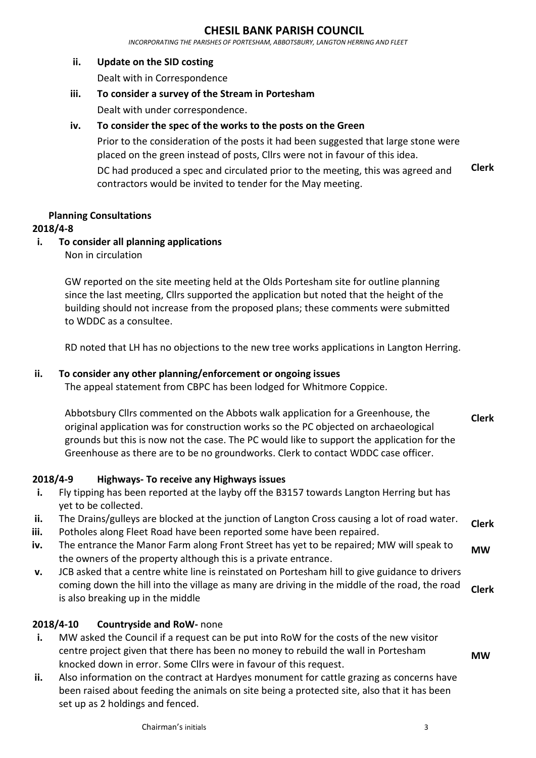**ii. Update on the SID costing**

Dealt with in Correspondence

**iii. To consider a survey of the Stream in Portesham**

Dealt with under correspondence.

**iv. To consider the spec of the works to the posts on the Green**

Prior to the consideration of the posts it had been suggested that large stone were placed on the green instead of posts, Cllrs were not in favour of this idea.

DC had produced a spec and circulated prior to the meeting, this was agreed and contractors would be invited to tender for the May meeting. **Clerk**

**Planning Consultations**

**2018/4-8**

**i. To consider all planning applications**

Non in circulation

GW reported on the site meeting held at the Olds Portesham site for outline planning since the last meeting, Cllrs supported the application but noted that the height of the building should not increase from the proposed plans; these comments were submitted to WDDC as a consultee.

RD noted that LH has no objections to the new tree works applications in Langton Herring.

**ii. To consider any other planning/enforcement or ongoing issues**

The appeal statement from CBPC has been lodged for Whitmore Coppice.

Abbotsbury Cllrs commented on the Abbots walk application for a Greenhouse, the original application was for construction works so the PC objected on archaeological grounds but this is now not the case. The PC would like to support the application for the Greenhouse as there are to be no groundworks. Clerk to contact WDDC case officer. **Clerk**

**2018/4-9 Highways- To receive any Highways issues**

i. Fly tipping has been reported at the layby off the B3157 towards Langton Herring but has yet to be collected.

ii. The Drains/gulleys are blocked at the junction of Langton Cross causing a lot of road water.

iii. Potholes along Fleet Road have been reported some have been repaired. **Clerk**

iv. The entrance the Manor Farm along Front Street has yet to be repaired; MW will speak to the owners of the property although this is a private entrance. **MW**

v. JCB asked that a centre white line is reinstated on Portesham hill to give guidance to drivers coming down the hill into the village as many are driving in the middle of the road, the road is also breaking up in the middle **Clerk**

**2018/4-10 Countryside and RoW-** none

i. MW asked the Council if a request can be put into RoW for the costs of the new visitor centre project given that there has been no money to rebuild the wall in Portesham knocked down in error. Some Cllrs were in favour of this request. **MW**

ii. Also information on the contract at Hardyes monument for cattle grazing as concerns have been raised about feeding the animals on site being a protected site, also that it has been set up as 2 holdings and fenced.

Chairman's initials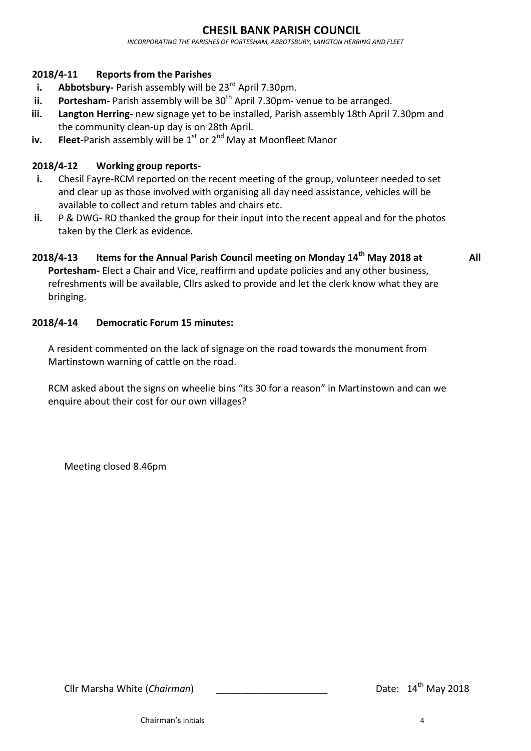**2018/4-11 Reports from the Parishes**

- **i. Abbotsbury-** Parish assembly will be 23rd April 7.30pm.
- **ii. Portesham-** Parish assembly will be 30th April 7.30pm- venue to be arranged.
- **iii. Langton Herring-** new signage yet to be installed, Parish assembly 18th April 7.30pm and the community clean-up day is on 28th April.
- **iv. Fleet-**Parish assembly will be 1st or 2nd May at Moonfleet Manor

**2018/4-12 Working group reports-**

- **i.** Chesil Fayre-RCM reported on the recent meeting of the group, volunteer needed to set and clear up as those involved with organising all day need assistance, vehicles will be available to collect and return tables and chairs etc.
- **ii.** P & DWG- RD thanked the group for their input into the recent appeal and for the photos taken by the Clerk as evidence.

**2018/4-13 Items for the Annual Parish Council meeting on Monday 14th May 2018 at Portesham-** Elect a Chair and Vice, reaffirm and update policies and any other business, refreshments will be available, Cllrs asked to provide and let the clerk know what they are bringing. **All**

**2018/4-14 Democratic Forum 15 minutes:**

A resident commented on the lack of signage on the road towards the monument from Martinstown warning of cattle on the road.

RCM asked about the signs on wheelie bins "its 30 for a reason" in Martinstown and can we enquire about their cost for our own villages?

Meeting closed 8.46pm

Cllr Marsha White (*Chairman*) \_\_\_\_\_\_\_\_\_\_\_\_\_\_\_\_\_\_\_\_\_ Date: 14th May 2018

Chairman's initials